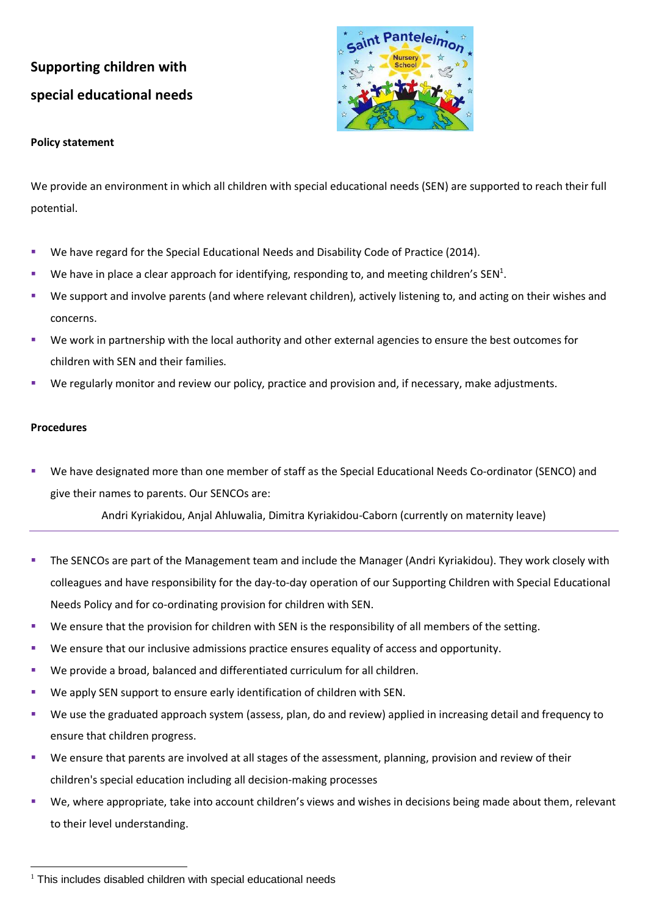# Supporting children with special educational needs

**Policy statement**

We provide an environment in which all children with special educational needs (SEN) are supported to reach their full potential.

- We have regard for the Special Educational Needs and Disability Code of Practice (2014).
- We have in place a clear approach for identifying, responding to, and meeting children's SEN[1].
- We support and involve parents (and where relevant children), actively listening to, and acting on their wishes and concerns.
- We work in partnership with the local authority and other external agencies to ensure the best outcomes for children with SEN and their families.
- We regularly monitor and review our policy, practice and provision and, if necessary, make adjustments.

**Procedures**

- We have designated more than one member of staff as the Special Educational Needs Co-ordinator (SENCO) and give their names to parents. Our SENCOs are:

  Andri Kyriakidou, Anjal Ahluwalia, Dimitra Kyriakidou-Caborn (currently on maternity leave)

---

- The SENCOs are part of the Management team and include the Manager (Andri Kyriakidou). They work closely with colleagues and have responsibility for the day-to-day operation of our Supporting Children with Special Educational Needs Policy and for co-ordinating provision for children with SEN.
- We ensure that the provision for children with SEN is the responsibility of all members of the setting.
- We ensure that our inclusive admissions practice ensures equality of access and opportunity.
- We provide a broad, balanced and differentiated curriculum for all children.
- We apply SEN support to ensure early identification of children with SEN.
- We use the graduated approach system (assess, plan, do and review) applied in increasing detail and frequency to ensure that children progress.
- We ensure that parents are involved at all stages of the assessment, planning, provision and review of their children's special education including all decision-making processes
- We, where appropriate, take into account children's views and wishes in decisions being made about them, relevant to their level understanding.

[1] This includes disabled children with special educational needs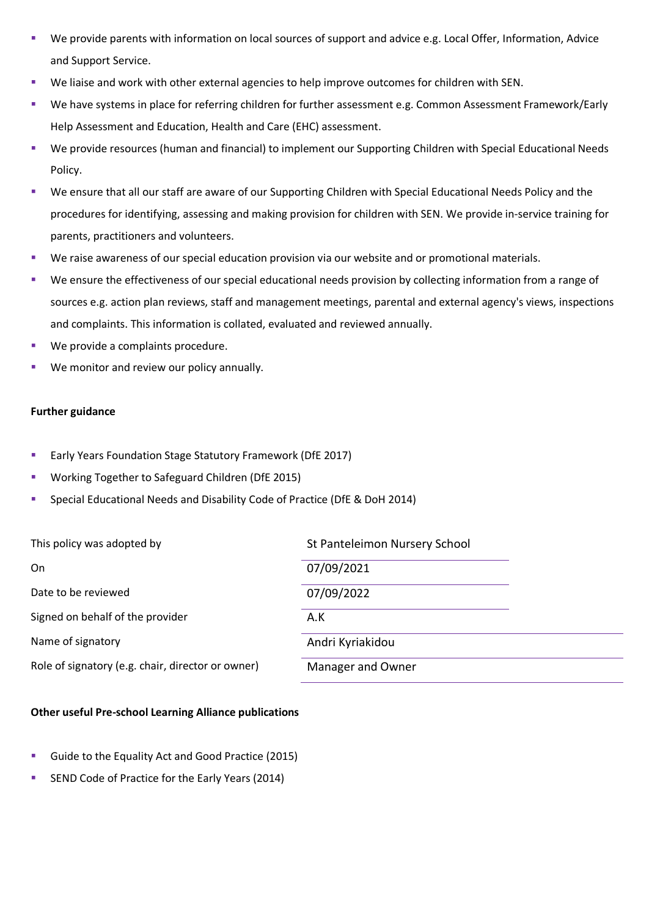- We provide parents with information on local sources of support and advice e.g. Local Offer, Information, Advice and Support Service.
- We liaise and work with other external agencies to help improve outcomes for children with SEN.
- We have systems in place for referring children for further assessment e.g. Common Assessment Framework/Early Help Assessment and Education, Health and Care (EHC) assessment.
- We provide resources (human and financial) to implement our Supporting Children with Special Educational Needs Policy.
- We ensure that all our staff are aware of our Supporting Children with Special Educational Needs Policy and the procedures for identifying, assessing and making provision for children with SEN. We provide in-service training for parents, practitioners and volunteers.
- We raise awareness of our special education provision via our website and or promotional materials.
- We ensure the effectiveness of our special educational needs provision by collecting information from a range of sources e.g. action plan reviews, staff and management meetings, parental and external agency's views, inspections and complaints. This information is collated, evaluated and reviewed annually.
- We provide a complaints procedure.
- We monitor and review our policy annually.

**Further guidance**

- Early Years Foundation Stage Statutory Framework (DfE 2017)
- Working Together to Safeguard Children (DfE 2015)
- Special Educational Needs and Disability Code of Practice (DfE & DoH 2014)

| | |
|---|---|
| This policy was adopted by | St Panteleimon Nursery School |
| On | 07/09/2021 |
| Date to be reviewed | 07/09/2022 |
| Signed on behalf of the provider | A.K |
| Name of signatory | Andri Kyriakidou |
| Role of signatory (e.g. chair, director or owner) | Manager and Owner |

**Other useful Pre-school Learning Alliance publications**

- Guide to the Equality Act and Good Practice (2015)
- SEND Code of Practice for the Early Years (2014)